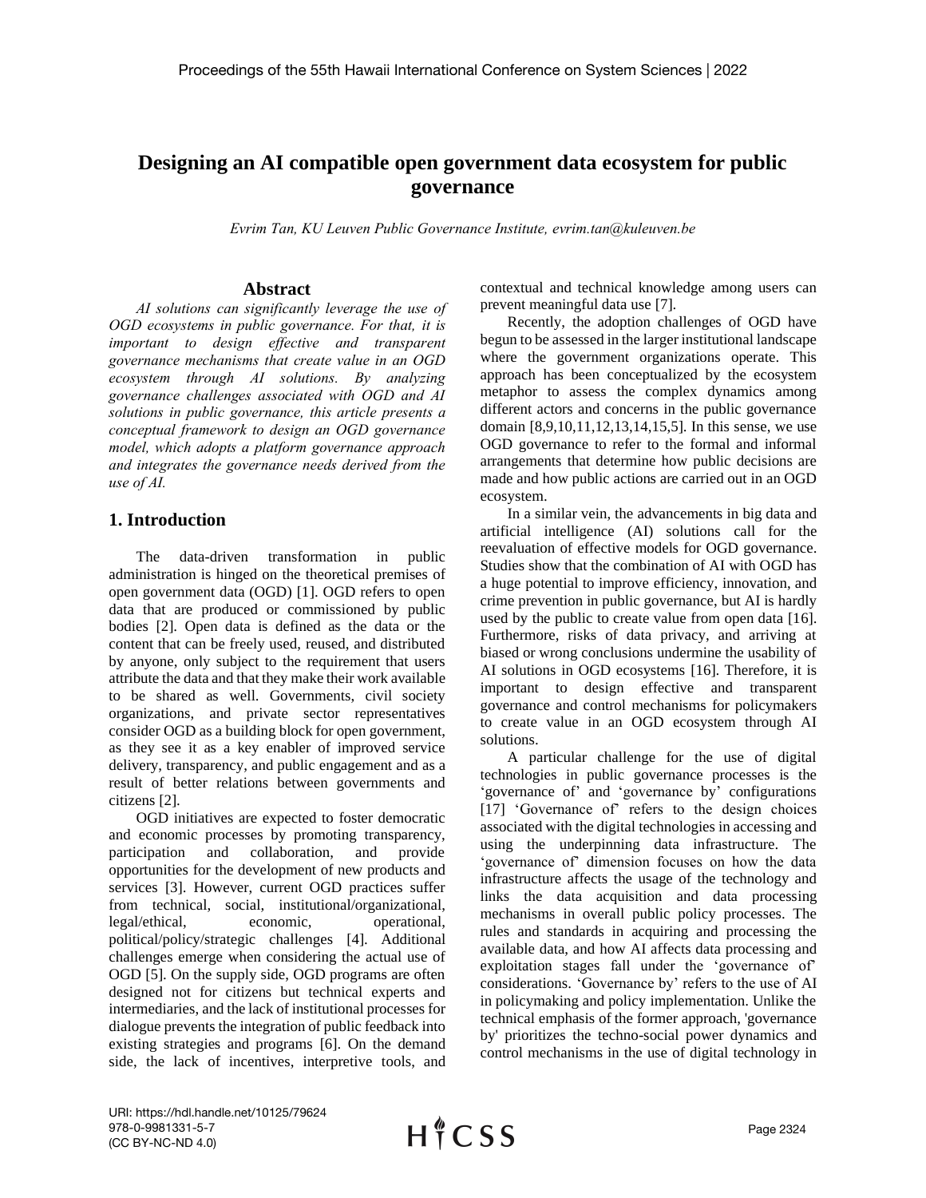# Designing an AI compatible open government data ecosystem for public governance

*Evrim Tan, KU Leuven Public Governance Institute, evrim.tan@kuleuven.be*

## Abstract

*AI solutions can significantly leverage the use of OGD ecosystems in public governance. For that, it is important to design effective and transparent governance mechanisms that create value in an OGD ecosystem through AI solutions. By analyzing governance challenges associated with OGD and AI solutions in public governance, this article presents a conceptual framework to design an OGD governance model, which adopts a platform governance approach and integrates the governance needs derived from the use of AI.*

## 1. Introduction

The data-driven transformation in public administration is hinged on the theoretical premises of open government data (OGD) [1]. OGD refers to open data that are produced or commissioned by public bodies [2]. Open data is defined as the data or the content that can be freely used, reused, and distributed by anyone, only subject to the requirement that users attribute the data and that they make their work available to be shared as well. Governments, civil society organizations, and private sector representatives consider OGD as a building block for open government, as they see it as a key enabler of improved service delivery, transparency, and public engagement and as a result of better relations between governments and citizens [2].

OGD initiatives are expected to foster democratic and economic processes by promoting transparency, participation and collaboration, and provide opportunities for the development of new products and services [3]. However, current OGD practices suffer from technical, social, institutional/organizational, legal/ethical, economic, operational, political/policy/strategic challenges [4]. Additional challenges emerge when considering the actual use of OGD [5]. On the supply side, OGD programs are often designed not for citizens but technical experts and intermediaries, and the lack of institutional processes for dialogue prevents the integration of public feedback into existing strategies and programs [6]. On the demand side, the lack of incentives, interpretive tools, and contextual and technical knowledge among users can prevent meaningful data use [7].

Recently, the adoption challenges of OGD have begun to be assessed in the larger institutional landscape where the government organizations operate. This approach has been conceptualized by the ecosystem metaphor to assess the complex dynamics among different actors and concerns in the public governance domain [8,9,10,11,12,13,14,15,5]. In this sense, we use OGD governance to refer to the formal and informal arrangements that determine how public decisions are made and how public actions are carried out in an OGD ecosystem.

In a similar vein, the advancements in big data and artificial intelligence (AI) solutions call for the reevaluation of effective models for OGD governance. Studies show that the combination of AI with OGD has a huge potential to improve efficiency, innovation, and crime prevention in public governance, but AI is hardly used by the public to create value from open data [16]. Furthermore, risks of data privacy, and arriving at biased or wrong conclusions undermine the usability of AI solutions in OGD ecosystems [16]. Therefore, it is important to design effective and transparent governance and control mechanisms for policymakers to create value in an OGD ecosystem through AI solutions.

A particular challenge for the use of digital technologies in public governance processes is the 'governance of' and 'governance by' configurations [17] 'Governance of' refers to the design choices associated with the digital technologies in accessing and using the underpinning data infrastructure. The 'governance of' dimension focuses on how the data infrastructure affects the usage of the technology and links the data acquisition and data processing mechanisms in overall public policy processes. The rules and standards in acquiring and processing the available data, and how AI affects data processing and exploitation stages fall under the 'governance of' considerations. 'Governance by' refers to the use of AI in policymaking and policy implementation. Unlike the technical emphasis of the former approach, 'governance by' prioritizes the techno-social power dynamics and control mechanisms in the use of digital technology in

URI: https://hdl.handle.net/10125/79624
978-0-9981331-5-7
(CC BY-NC-ND 4.0)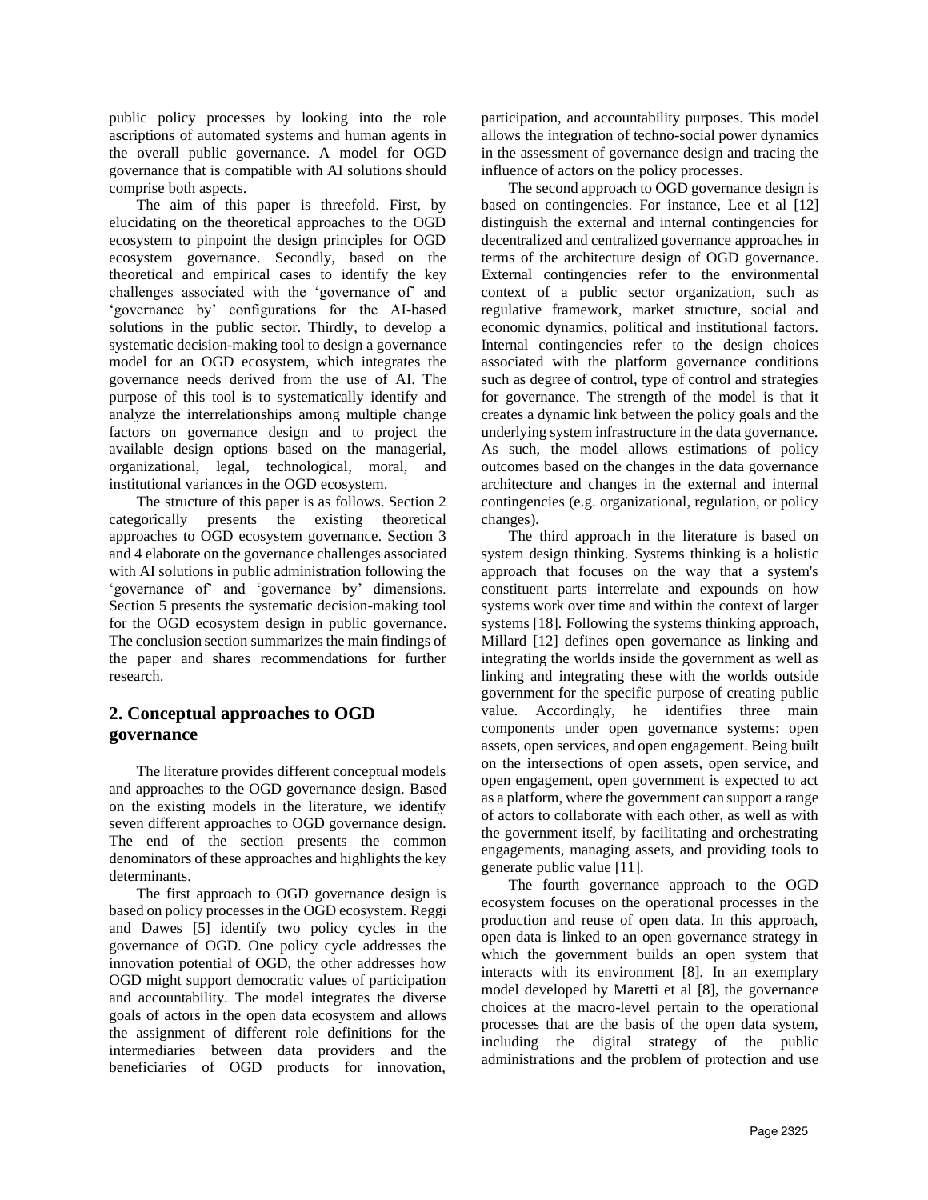public policy processes by looking into the role ascriptions of automated systems and human agents in the overall public governance. A model for OGD governance that is compatible with AI solutions should comprise both aspects.

The aim of this paper is threefold. First, by elucidating on the theoretical approaches to the OGD ecosystem to pinpoint the design principles for OGD ecosystem governance. Secondly, based on the theoretical and empirical cases to identify the key challenges associated with the 'governance of' and 'governance by' configurations for the AI-based solutions in the public sector. Thirdly, to develop a systematic decision-making tool to design a governance model for an OGD ecosystem, which integrates the governance needs derived from the use of AI. The purpose of this tool is to systematically identify and analyze the interrelationships among multiple change factors on governance design and to project the available design options based on the managerial, organizational, legal, technological, moral, and institutional variances in the OGD ecosystem.

The structure of this paper is as follows. Section 2 categorically presents the existing theoretical approaches to OGD ecosystem governance. Section 3 and 4 elaborate on the governance challenges associated with AI solutions in public administration following the 'governance of' and 'governance by' dimensions. Section 5 presents the systematic decision-making tool for the OGD ecosystem design in public governance. The conclusion section summarizes the main findings of the paper and shares recommendations for further research.

## 2. Conceptual approaches to OGD governance

The literature provides different conceptual models and approaches to the OGD governance design. Based on the existing models in the literature, we identify seven different approaches to OGD governance design. The end of the section presents the common denominators of these approaches and highlights the key determinants.

The first approach to OGD governance design is based on policy processes in the OGD ecosystem. Reggi and Dawes [5] identify two policy cycles in the governance of OGD. One policy cycle addresses the innovation potential of OGD, the other addresses how OGD might support democratic values of participation and accountability. The model integrates the diverse goals of actors in the open data ecosystem and allows the assignment of different role definitions for the intermediaries between data providers and the beneficiaries of OGD products for innovation, participation, and accountability purposes. This model allows the integration of techno-social power dynamics in the assessment of governance design and tracing the influence of actors on the policy processes.

The second approach to OGD governance design is based on contingencies. For instance, Lee et al [12] distinguish the external and internal contingencies for decentralized and centralized governance approaches in terms of the architecture design of OGD governance. External contingencies refer to the environmental context of a public sector organization, such as regulative framework, market structure, social and economic dynamics, political and institutional factors. Internal contingencies refer to the design choices associated with the platform governance conditions such as degree of control, type of control and strategies for governance. The strength of the model is that it creates a dynamic link between the policy goals and the underlying system infrastructure in the data governance. As such, the model allows estimations of policy outcomes based on the changes in the data governance architecture and changes in the external and internal contingencies (e.g. organizational, regulation, or policy changes).

The third approach in the literature is based on system design thinking. Systems thinking is a holistic approach that focuses on the way that a system's constituent parts interrelate and expounds on how systems work over time and within the context of larger systems [18]. Following the systems thinking approach, Millard [12] defines open governance as linking and integrating the worlds inside the government as well as linking and integrating these with the worlds outside government for the specific purpose of creating public value. Accordingly, he identifies three main components under open governance systems: open assets, open services, and open engagement. Being built on the intersections of open assets, open service, and open engagement, open government is expected to act as a platform, where the government can support a range of actors to collaborate with each other, as well as with the government itself, by facilitating and orchestrating engagements, managing assets, and providing tools to generate public value [11].

The fourth governance approach to the OGD ecosystem focuses on the operational processes in the production and reuse of open data. In this approach, open data is linked to an open governance strategy in which the government builds an open system that interacts with its environment [8]. In an exemplary model developed by Maretti et al [8], the governance choices at the macro-level pertain to the operational processes that are the basis of the open data system, including the digital strategy of the public administrations and the problem of protection and use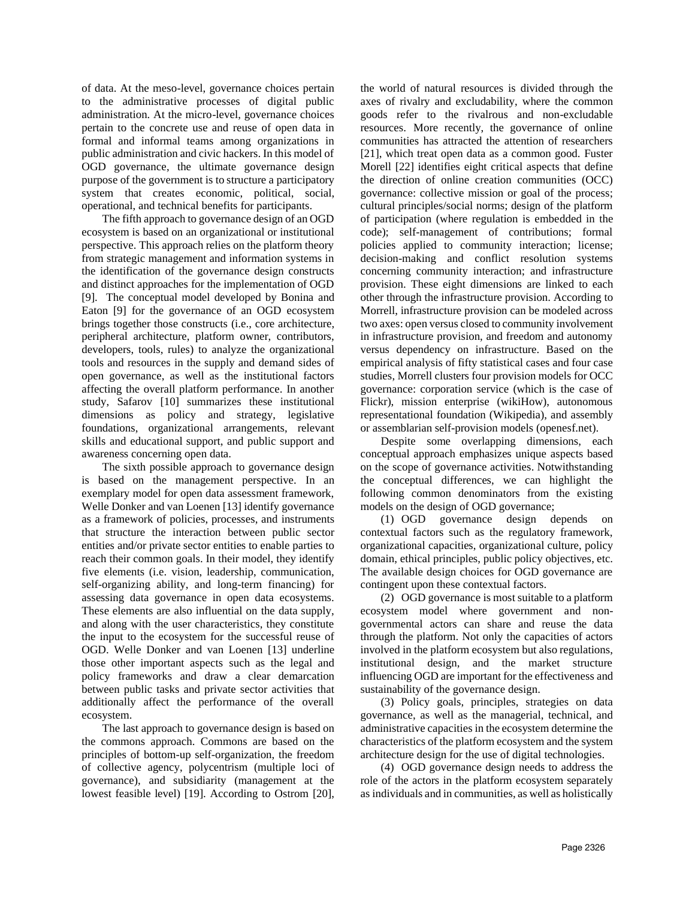of data. At the meso-level, governance choices pertain to the administrative processes of digital public administration. At the micro-level, governance choices pertain to the concrete use and reuse of open data in formal and informal teams among organizations in public administration and civic hackers. In this model of OGD governance, the ultimate governance design purpose of the government is to structure a participatory system that creates economic, political, social, operational, and technical benefits for participants.

The fifth approach to governance design of an OGD ecosystem is based on an organizational or institutional perspective. This approach relies on the platform theory from strategic management and information systems in the identification of the governance design constructs and distinct approaches for the implementation of OGD [9]. The conceptual model developed by Bonina and Eaton [9] for the governance of an OGD ecosystem brings together those constructs (i.e., core architecture, peripheral architecture, platform owner, contributors, developers, tools, rules) to analyze the organizational tools and resources in the supply and demand sides of open governance, as well as the institutional factors affecting the overall platform performance. In another study, Safarov [10] summarizes these institutional dimensions as policy and strategy, legislative foundations, organizational arrangements, relevant skills and educational support, and public support and awareness concerning open data.

The sixth possible approach to governance design is based on the management perspective. In an exemplary model for open data assessment framework, Welle Donker and van Loenen [13] identify governance as a framework of policies, processes, and instruments that structure the interaction between public sector entities and/or private sector entities to enable parties to reach their common goals. In their model, they identify five elements (i.e. vision, leadership, communication, self-organizing ability, and long-term financing) for assessing data governance in open data ecosystems. These elements are also influential on the data supply, and along with the user characteristics, they constitute the input to the ecosystem for the successful reuse of OGD. Welle Donker and van Loenen [13] underline those other important aspects such as the legal and policy frameworks and draw a clear demarcation between public tasks and private sector activities that additionally affect the performance of the overall ecosystem.

The last approach to governance design is based on the commons approach. Commons are based on the principles of bottom-up self-organization, the freedom of collective agency, polycentrism (multiple loci of governance), and subsidiarity (management at the lowest feasible level) [19]. According to Ostrom [20], the world of natural resources is divided through the axes of rivalry and excludability, where the common goods refer to the rivalrous and non-excludable resources. More recently, the governance of online communities has attracted the attention of researchers [21], which treat open data as a common good. Fuster Morell [22] identifies eight critical aspects that define the direction of online creation communities (OCC) governance: collective mission or goal of the process; cultural principles/social norms; design of the platform of participation (where regulation is embedded in the code); self-management of contributions; formal policies applied to community interaction; license; decision-making and conflict resolution systems concerning community interaction; and infrastructure provision. These eight dimensions are linked to each other through the infrastructure provision. According to Morrell, infrastructure provision can be modeled across two axes: open versus closed to community involvement in infrastructure provision, and freedom and autonomy versus dependency on infrastructure. Based on the empirical analysis of fifty statistical cases and four case studies, Morrell clusters four provision models for OCC governance: corporation service (which is the case of Flickr), mission enterprise (wikiHow), autonomous representational foundation (Wikipedia), and assembly or assemblarian self-provision models (openesf.net).

Despite some overlapping dimensions, each conceptual approach emphasizes unique aspects based on the scope of governance activities. Notwithstanding the conceptual differences, we can highlight the following common denominators from the existing models on the design of OGD governance;

(1) OGD governance design depends on contextual factors such as the regulatory framework, organizational capacities, organizational culture, policy domain, ethical principles, public policy objectives, etc. The available design choices for OGD governance are contingent upon these contextual factors.

(2) OGD governance is most suitable to a platform ecosystem model where government and non-governmental actors can share and reuse the data through the platform. Not only the capacities of actors involved in the platform ecosystem but also regulations, institutional design, and the market structure influencing OGD are important for the effectiveness and sustainability of the governance design.

(3) Policy goals, principles, strategies on data governance, as well as the managerial, technical, and administrative capacities in the ecosystem determine the characteristics of the platform ecosystem and the system architecture design for the use of digital technologies.

(4) OGD governance design needs to address the role of the actors in the platform ecosystem separately as individuals and in communities, as well as holistically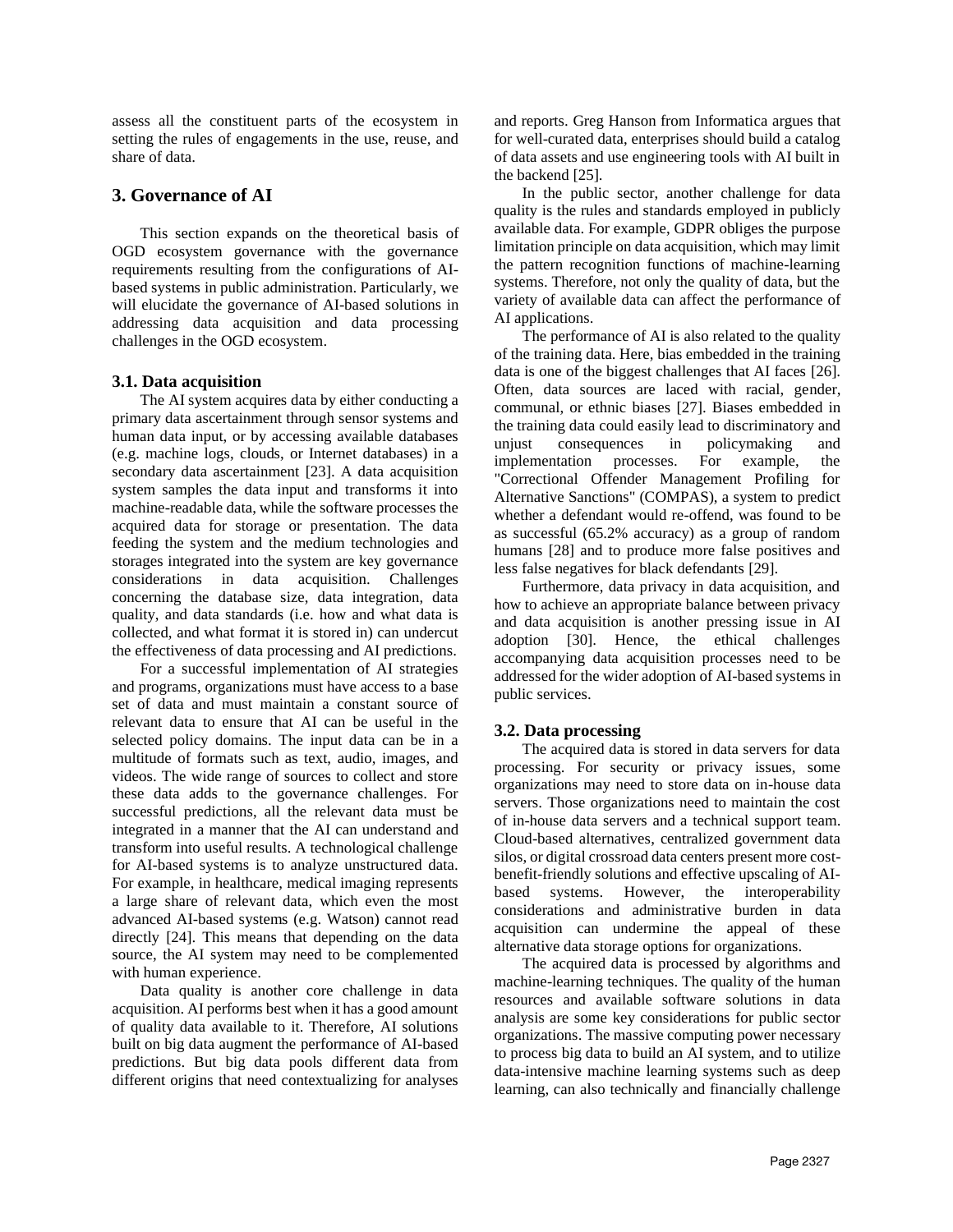assess all the constituent parts of the ecosystem in setting the rules of engagements in the use, reuse, and share of data.

## 3. Governance of AI

This section expands on the theoretical basis of OGD ecosystem governance with the governance requirements resulting from the configurations of AI-based systems in public administration. Particularly, we will elucidate the governance of AI-based solutions in addressing data acquisition and data processing challenges in the OGD ecosystem.

### 3.1. Data acquisition

The AI system acquires data by either conducting a primary data ascertainment through sensor systems and human data input, or by accessing available databases (e.g. machine logs, clouds, or Internet databases) in a secondary data ascertainment [23]. A data acquisition system samples the data input and transforms it into machine-readable data, while the software processes the acquired data for storage or presentation. The data feeding the system and the medium technologies and storages integrated into the system are key governance considerations in data acquisition. Challenges concerning the database size, data integration, data quality, and data standards (i.e. how and what data is collected, and what format it is stored in) can undercut the effectiveness of data processing and AI predictions.

For a successful implementation of AI strategies and programs, organizations must have access to a base set of data and must maintain a constant source of relevant data to ensure that AI can be useful in the selected policy domains. The input data can be in a multitude of formats such as text, audio, images, and videos. The wide range of sources to collect and store these data adds to the governance challenges. For successful predictions, all the relevant data must be integrated in a manner that the AI can understand and transform into useful results. A technological challenge for AI-based systems is to analyze unstructured data. For example, in healthcare, medical imaging represents a large share of relevant data, which even the most advanced AI-based systems (e.g. Watson) cannot read directly [24]. This means that depending on the data source, the AI system may need to be complemented with human experience.

Data quality is another core challenge in data acquisition. AI performs best when it has a good amount of quality data available to it. Therefore, AI solutions built on big data augment the performance of AI-based predictions. But big data pools different data from different origins that need contextualizing for analyses and reports. Greg Hanson from Informatica argues that for well-curated data, enterprises should build a catalog of data assets and use engineering tools with AI built in the backend [25].

In the public sector, another challenge for data quality is the rules and standards employed in publicly available data. For example, GDPR obliges the purpose limitation principle on data acquisition, which may limit the pattern recognition functions of machine-learning systems. Therefore, not only the quality of data, but the variety of available data can affect the performance of AI applications.

The performance of AI is also related to the quality of the training data. Here, bias embedded in the training data is one of the biggest challenges that AI faces [26]. Often, data sources are laced with racial, gender, communal, or ethnic biases [27]. Biases embedded in the training data could easily lead to discriminatory and unjust consequences in policymaking and implementation processes. For example, the "Correctional Offender Management Profiling for Alternative Sanctions" (COMPAS), a system to predict whether a defendant would re-offend, was found to be as successful (65.2% accuracy) as a group of random humans [28] and to produce more false positives and less false negatives for black defendants [29].

Furthermore, data privacy in data acquisition, and how to achieve an appropriate balance between privacy and data acquisition is another pressing issue in AI adoption [30]. Hence, the ethical challenges accompanying data acquisition processes need to be addressed for the wider adoption of AI-based systems in public services.

### 3.2. Data processing

The acquired data is stored in data servers for data processing. For security or privacy issues, some organizations may need to store data on in-house data servers. Those organizations need to maintain the cost of in-house data servers and a technical support team. Cloud-based alternatives, centralized government data silos, or digital crossroad data centers present more cost-benefit-friendly solutions and effective upscaling of AI-based systems. However, the interoperability considerations and administrative burden in data acquisition can undermine the appeal of these alternative data storage options for organizations.

The acquired data is processed by algorithms and machine-learning techniques. The quality of the human resources and available software solutions in data analysis are some key considerations for public sector organizations. The massive computing power necessary to process big data to build an AI system, and to utilize data-intensive machine learning systems such as deep learning, can also technically and financially challenge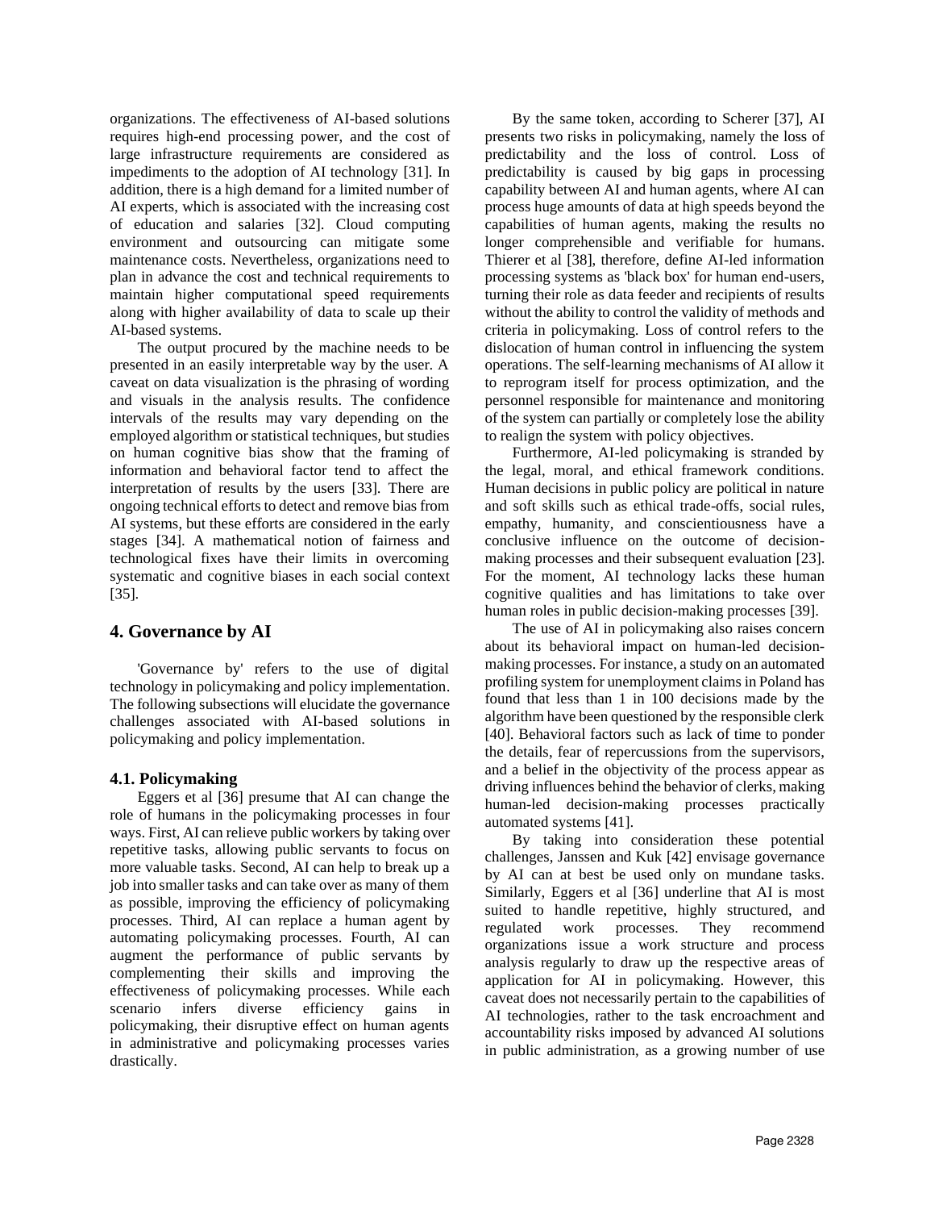organizations. The effectiveness of AI-based solutions requires high-end processing power, and the cost of large infrastructure requirements are considered as impediments to the adoption of AI technology [31]. In addition, there is a high demand for a limited number of AI experts, which is associated with the increasing cost of education and salaries [32]. Cloud computing environment and outsourcing can mitigate some maintenance costs. Nevertheless, organizations need to plan in advance the cost and technical requirements to maintain higher computational speed requirements along with higher availability of data to scale up their AI-based systems.

The output procured by the machine needs to be presented in an easily interpretable way by the user. A caveat on data visualization is the phrasing of wording and visuals in the analysis results. The confidence intervals of the results may vary depending on the employed algorithm or statistical techniques, but studies on human cognitive bias show that the framing of information and behavioral factor tend to affect the interpretation of results by the users [33]. There are ongoing technical efforts to detect and remove bias from AI systems, but these efforts are considered in the early stages [34]. A mathematical notion of fairness and technological fixes have their limits in overcoming systematic and cognitive biases in each social context [35].

## 4. Governance by AI

'Governance by' refers to the use of digital technology in policymaking and policy implementation. The following subsections will elucidate the governance challenges associated with AI-based solutions in policymaking and policy implementation.

### 4.1. Policymaking

Eggers et al [36] presume that AI can change the role of humans in the policymaking processes in four ways. First, AI can relieve public workers by taking over repetitive tasks, allowing public servants to focus on more valuable tasks. Second, AI can help to break up a job into smaller tasks and can take over as many of them as possible, improving the efficiency of policymaking processes. Third, AI can replace a human agent by automating policymaking processes. Fourth, AI can augment the performance of public servants by complementing their skills and improving the effectiveness of policymaking processes. While each scenario infers diverse efficiency gains in policymaking, their disruptive effect on human agents in administrative and policymaking processes varies drastically.

By the same token, according to Scherer [37], AI presents two risks in policymaking, namely the loss of predictability and the loss of control. Loss of predictability is caused by big gaps in processing capability between AI and human agents, where AI can process huge amounts of data at high speeds beyond the capabilities of human agents, making the results no longer comprehensible and verifiable for humans. Thierer et al [38], therefore, define AI-led information processing systems as 'black box' for human end-users, turning their role as data feeder and recipients of results without the ability to control the validity of methods and criteria in policymaking. Loss of control refers to the dislocation of human control in influencing the system operations. The self-learning mechanisms of AI allow it to reprogram itself for process optimization, and the personnel responsible for maintenance and monitoring of the system can partially or completely lose the ability to realign the system with policy objectives.

Furthermore, AI-led policymaking is stranded by the legal, moral, and ethical framework conditions. Human decisions in public policy are political in nature and soft skills such as ethical trade-offs, social rules, empathy, humanity, and conscientiousness have a conclusive influence on the outcome of decision-making processes and their subsequent evaluation [23]. For the moment, AI technology lacks these human cognitive qualities and has limitations to take over human roles in public decision-making processes [39].

The use of AI in policymaking also raises concern about its behavioral impact on human-led decision-making processes. For instance, a study on an automated profiling system for unemployment claims in Poland has found that less than 1 in 100 decisions made by the algorithm have been questioned by the responsible clerk [40]. Behavioral factors such as lack of time to ponder the details, fear of repercussions from the supervisors, and a belief in the objectivity of the process appear as driving influences behind the behavior of clerks, making human-led decision-making processes practically automated systems [41].

By taking into consideration these potential challenges, Janssen and Kuk [42] envisage governance by AI can at best be used only on mundane tasks. Similarly, Eggers et al [36] underline that AI is most suited to handle repetitive, highly structured, and regulated work processes. They recommend organizations issue a work structure and process analysis regularly to draw up the respective areas of application for AI in policymaking. However, this caveat does not necessarily pertain to the capabilities of AI technologies, rather to the task encroachment and accountability risks imposed by advanced AI solutions in public administration, as a growing number of use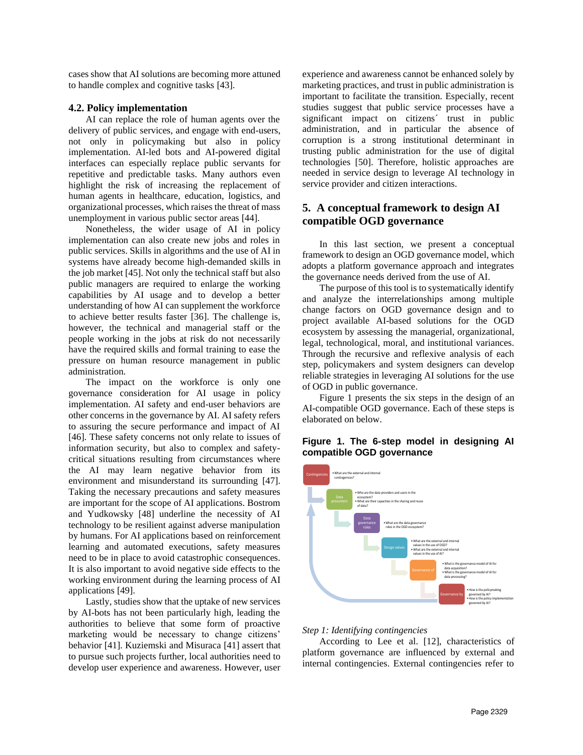cases show that AI solutions are becoming more attuned to handle complex and cognitive tasks [43].

### 4.2. Policy implementation

AI can replace the role of human agents over the delivery of public services, and engage with end-users, not only in policymaking but also in policy implementation. AI-led bots and AI-powered digital interfaces can especially replace public servants for repetitive and predictable tasks. Many authors even highlight the risk of increasing the replacement of human agents in healthcare, education, logistics, and organizational processes, which raises the threat of mass unemployment in various public sector areas [44].

Nonetheless, the wider usage of AI in policy implementation can also create new jobs and roles in public services. Skills in algorithms and the use of AI in systems have already become high-demanded skills in the job market [45]. Not only the technical staff but also public managers are required to enlarge the working capabilities by AI usage and to develop a better understanding of how AI can supplement the workforce to achieve better results faster [36]. The challenge is, however, the technical and managerial staff or the people working in the jobs at risk do not necessarily have the required skills and formal training to ease the pressure on human resource management in public administration.

The impact on the workforce is only one governance consideration for AI usage in policy implementation. AI safety and end-user behaviors are other concerns in the governance by AI. AI safety refers to assuring the secure performance and impact of AI [46]. These safety concerns not only relate to issues of information security, but also to complex and safety-critical situations resulting from circumstances where the AI may learn negative behavior from its environment and misunderstand its surrounding [47]. Taking the necessary precautions and safety measures are important for the scope of AI applications. Bostrom and Yudkowsky [48] underline the necessity of AI technology to be resilient against adverse manipulation by humans. For AI applications based on reinforcement learning and automated executions, safety measures need to be in place to avoid catastrophic consequences. It is also important to avoid negative side effects to the working environment during the learning process of AI applications [49].

Lastly, studies show that the uptake of new services by AI-bots has not been particularly high, leading the authorities to believe that some form of proactive marketing would be necessary to change citizens' behavior [41]. Kuziemski and Misuraca [41] assert that to pursue such projects further, local authorities need to develop user experience and awareness. However, user experience and awareness cannot be enhanced solely by marketing practices, and trust in public administration is important to facilitate the transition. Especially, recent studies suggest that public service processes have a significant impact on citizens´ trust in public administration, and in particular the absence of corruption is a strong institutional determinant in trusting public administration for the use of digital technologies [50]. Therefore, holistic approaches are needed in service design to leverage AI technology in service provider and citizen interactions.

## 5. A conceptual framework to design AI compatible OGD governance

In this last section, we present a conceptual framework to design an OGD governance model, which adopts a platform governance approach and integrates the governance needs derived from the use of AI.

The purpose of this tool is to systematically identify and analyze the interrelationships among multiple change factors on OGD governance design and to project available AI-based solutions for the OGD ecosystem by assessing the managerial, organizational, legal, technological, moral, and institutional variances. Through the recursive and reflexive analysis of each step, policymakers and system designers can develop reliable strategies in leveraging AI solutions for the use of OGD in public governance.

Figure 1 presents the six steps in the design of an AI-compatible OGD governance. Each of these steps is elaborated on below.

**Figure 1. The 6-step model in designing AI compatible OGD governance**

- Contingencies
  - What are the external and internal contingencices?
- Data prosumers
  - Who are the data providers and users in the ecosystem?
  - What are their capacities in the sharing and reuse of data?
- Data governance roles
  - What are the data governance roles in the OGD ecosystem?
- Design values
  - What are the external and internal values in the use of OGD?
  - What are the external and internal values in the use of AI?
- Governance of
  - What is the governance model of AI for data acquisition?
  - What is the governance model of AI for data processing?
- Governance by
  - How is the policymaking governed by AI?
  - How is the policy implementation governed by AI?

*Step 1: Identifying contingencies*

According to Lee et al. [12], characteristics of platform governance are influenced by external and internal contingencies. External contingencies refer to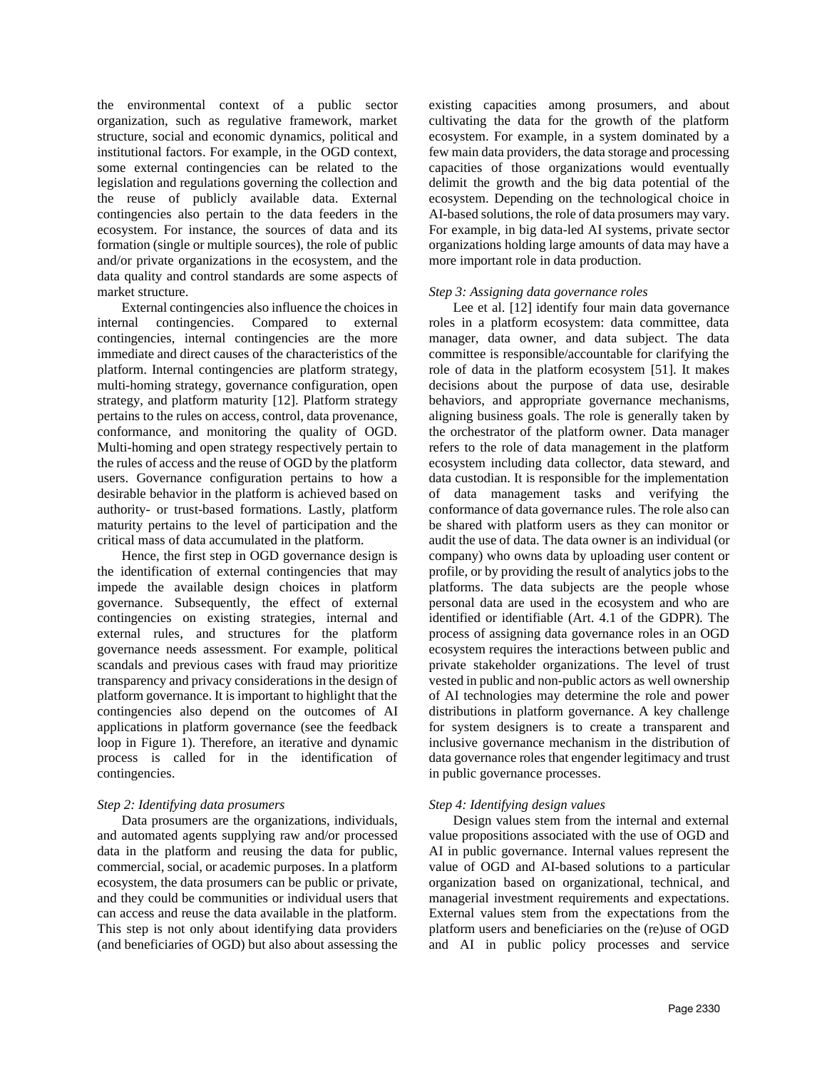the environmental context of a public sector organization, such as regulative framework, market structure, social and economic dynamics, political and institutional factors. For example, in the OGD context, some external contingencies can be related to the legislation and regulations governing the collection and the reuse of publicly available data. External contingencies also pertain to the data feeders in the ecosystem. For instance, the sources of data and its formation (single or multiple sources), the role of public and/or private organizations in the ecosystem, and the data quality and control standards are some aspects of market structure.

External contingencies also influence the choices in internal contingencies. Compared to external contingencies, internal contingencies are the more immediate and direct causes of the characteristics of the platform. Internal contingencies are platform strategy, multi-homing strategy, governance configuration, open strategy, and platform maturity [12]. Platform strategy pertains to the rules on access, control, data provenance, conformance, and monitoring the quality of OGD. Multi-homing and open strategy respectively pertain to the rules of access and the reuse of OGD by the platform users. Governance configuration pertains to how a desirable behavior in the platform is achieved based on authority- or trust-based formations. Lastly, platform maturity pertains to the level of participation and the critical mass of data accumulated in the platform.

Hence, the first step in OGD governance design is the identification of external contingencies that may impede the available design choices in platform governance. Subsequently, the effect of external contingencies on existing strategies, internal and external rules, and structures for the platform governance needs assessment. For example, political scandals and previous cases with fraud may prioritize transparency and privacy considerations in the design of platform governance. It is important to highlight that the contingencies also depend on the outcomes of AI applications in platform governance (see the feedback loop in Figure 1). Therefore, an iterative and dynamic process is called for in the identification of contingencies.

*Step 2: Identifying data prosumers*

Data prosumers are the organizations, individuals, and automated agents supplying raw and/or processed data in the platform and reusing the data for public, commercial, social, or academic purposes. In a platform ecosystem, the data prosumers can be public or private, and they could be communities or individual users that can access and reuse the data available in the platform. This step is not only about identifying data providers (and beneficiaries of OGD) but also about assessing the existing capacities among prosumers, and about cultivating the data for the growth of the platform ecosystem. For example, in a system dominated by a few main data providers, the data storage and processing capacities of those organizations would eventually delimit the growth and the big data potential of the ecosystem. Depending on the technological choice in AI-based solutions, the role of data prosumers may vary. For example, in big data-led AI systems, private sector organizations holding large amounts of data may have a more important role in data production.

*Step 3: Assigning data governance roles*

Lee et al. [12] identify four main data governance roles in a platform ecosystem: data committee, data manager, data owner, and data subject. The data committee is responsible/accountable for clarifying the role of data in the platform ecosystem [51]. It makes decisions about the purpose of data use, desirable behaviors, and appropriate governance mechanisms, aligning business goals. The role is generally taken by the orchestrator of the platform owner. Data manager refers to the role of data management in the platform ecosystem including data collector, data steward, and data custodian. It is responsible for the implementation of data management tasks and verifying the conformance of data governance rules. The role also can be shared with platform users as they can monitor or audit the use of data. The data owner is an individual (or company) who owns data by uploading user content or profile, or by providing the result of analytics jobs to the platforms. The data subjects are the people whose personal data are used in the ecosystem and who are identified or identifiable (Art. 4.1 of the GDPR). The process of assigning data governance roles in an OGD ecosystem requires the interactions between public and private stakeholder organizations. The level of trust vested in public and non-public actors as well ownership of AI technologies may determine the role and power distributions in platform governance. A key challenge for system designers is to create a transparent and inclusive governance mechanism in the distribution of data governance roles that engender legitimacy and trust in public governance processes.

*Step 4: Identifying design values*

Design values stem from the internal and external value propositions associated with the use of OGD and AI in public governance. Internal values represent the value of OGD and AI-based solutions to a particular organization based on organizational, technical, and managerial investment requirements and expectations. External values stem from the expectations from the platform users and beneficiaries on the (re)use of OGD and AI in public policy processes and service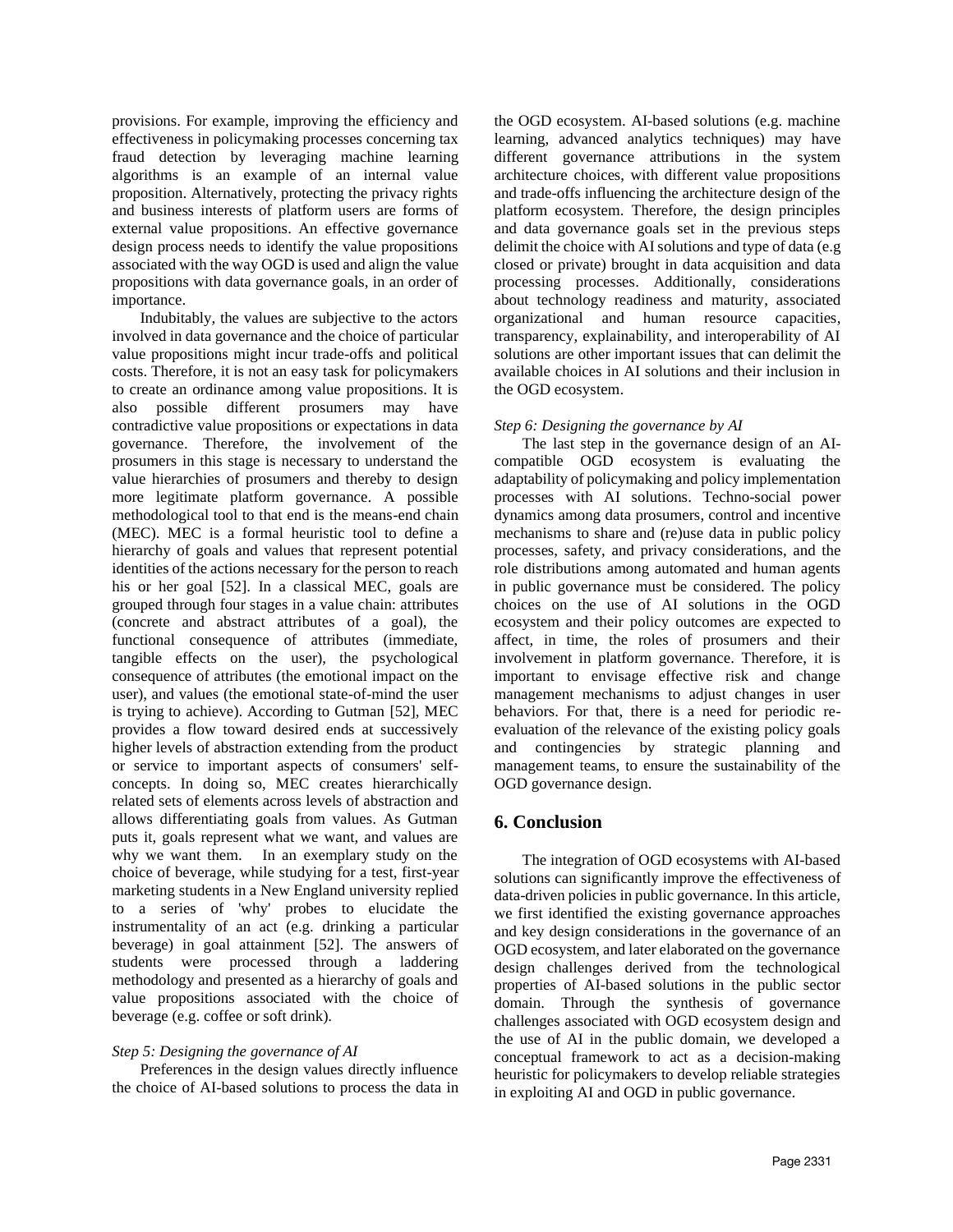provisions. For example, improving the efficiency and effectiveness in policymaking processes concerning tax fraud detection by leveraging machine learning algorithms is an example of an internal value proposition. Alternatively, protecting the privacy rights and business interests of platform users are forms of external value propositions. An effective governance design process needs to identify the value propositions associated with the way OGD is used and align the value propositions with data governance goals, in an order of importance.

Indubitably, the values are subjective to the actors involved in data governance and the choice of particular value propositions might incur trade-offs and political costs. Therefore, it is not an easy task for policymakers to create an ordinance among value propositions. It is also possible different prosumers may have contradictive value propositions or expectations in data governance. Therefore, the involvement of the prosumers in this stage is necessary to understand the value hierarchies of prosumers and thereby to design more legitimate platform governance. A possible methodological tool to that end is the means-end chain (MEC). MEC is a formal heuristic tool to define a hierarchy of goals and values that represent potential identities of the actions necessary for the person to reach his or her goal [52]. In a classical MEC, goals are grouped through four stages in a value chain: attributes (concrete and abstract attributes of a goal), the functional consequence of attributes (immediate, tangible effects on the user), the psychological consequence of attributes (the emotional impact on the user), and values (the emotional state-of-mind the user is trying to achieve). According to Gutman [52], MEC provides a flow toward desired ends at successively higher levels of abstraction extending from the product or service to important aspects of consumers' self-concepts. In doing so, MEC creates hierarchically related sets of elements across levels of abstraction and allows differentiating goals from values. As Gutman puts it, goals represent what we want, and values are why we want them. In an exemplary study on the choice of beverage, while studying for a test, first-year marketing students in a New England university replied to a series of 'why' probes to elucidate the instrumentality of an act (e.g. drinking a particular beverage) in goal attainment [52]. The answers of students were processed through a laddering methodology and presented as a hierarchy of goals and value propositions associated with the choice of beverage (e.g. coffee or soft drink).

*Step 5: Designing the governance of AI*

Preferences in the design values directly influence the choice of AI-based solutions to process the data in the OGD ecosystem. AI-based solutions (e.g. machine learning, advanced analytics techniques) may have different governance attributions in the system architecture choices, with different value propositions and trade-offs influencing the architecture design of the platform ecosystem. Therefore, the design principles and data governance goals set in the previous steps delimit the choice with AI solutions and type of data (e.g closed or private) brought in data acquisition and data processing processes. Additionally, considerations about technology readiness and maturity, associated organizational and human resource capacities, transparency, explainability, and interoperability of AI solutions are other important issues that can delimit the available choices in AI solutions and their inclusion in the OGD ecosystem.

*Step 6: Designing the governance by AI*

The last step in the governance design of an AI-compatible OGD ecosystem is evaluating the adaptability of policymaking and policy implementation processes with AI solutions. Techno-social power dynamics among data prosumers, control and incentive mechanisms to share and (re)use data in public policy processes, safety, and privacy considerations, and the role distributions among automated and human agents in public governance must be considered. The policy choices on the use of AI solutions in the OGD ecosystem and their policy outcomes are expected to affect, in time, the roles of prosumers and their involvement in platform governance. Therefore, it is important to envisage effective risk and change management mechanisms to adjust changes in user behaviors. For that, there is a need for periodic re-evaluation of the relevance of the existing policy goals and contingencies by strategic planning and management teams, to ensure the sustainability of the OGD governance design.

## 6. Conclusion

The integration of OGD ecosystems with AI-based solutions can significantly improve the effectiveness of data-driven policies in public governance. In this article, we first identified the existing governance approaches and key design considerations in the governance of an OGD ecosystem, and later elaborated on the governance design challenges derived from the technological properties of AI-based solutions in the public sector domain. Through the synthesis of governance challenges associated with OGD ecosystem design and the use of AI in the public domain, we developed a conceptual framework to act as a decision-making heuristic for policymakers to develop reliable strategies in exploiting AI and OGD in public governance.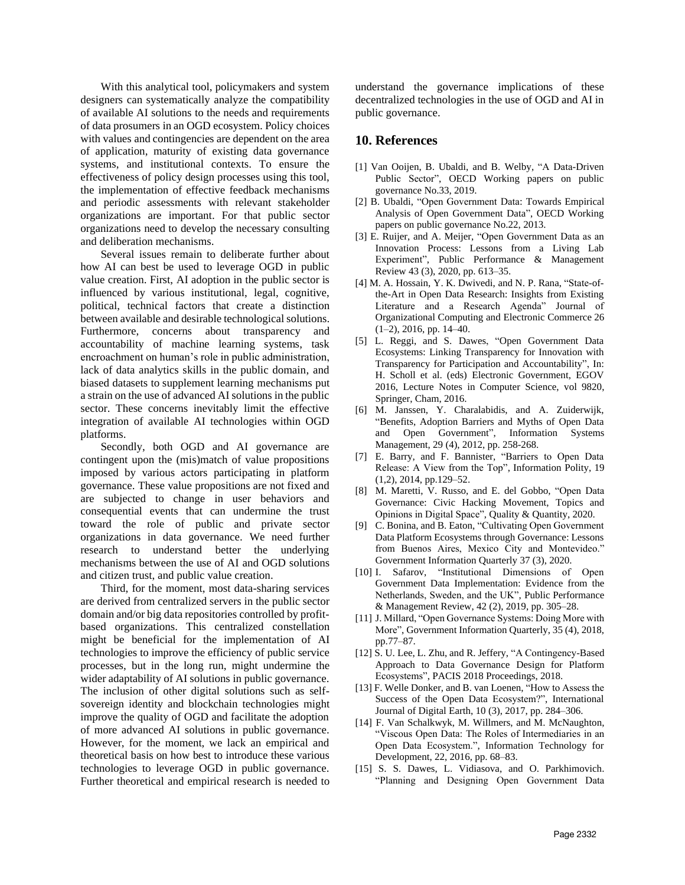With this analytical tool, policymakers and system designers can systematically analyze the compatibility of available AI solutions to the needs and requirements of data prosumers in an OGD ecosystem. Policy choices with values and contingencies are dependent on the area of application, maturity of existing data governance systems, and institutional contexts. To ensure the effectiveness of policy design processes using this tool, the implementation of effective feedback mechanisms and periodic assessments with relevant stakeholder organizations are important. For that public sector organizations need to develop the necessary consulting and deliberation mechanisms.

Several issues remain to deliberate further about how AI can best be used to leverage OGD in public value creation. First, AI adoption in the public sector is influenced by various institutional, legal, cognitive, political, technical factors that create a distinction between available and desirable technological solutions. Furthermore, concerns about transparency and accountability of machine learning systems, task encroachment on human's role in public administration, lack of data analytics skills in the public domain, and biased datasets to supplement learning mechanisms put a strain on the use of advanced AI solutions in the public sector. These concerns inevitably limit the effective integration of available AI technologies within OGD platforms.

Secondly, both OGD and AI governance are contingent upon the (mis)match of value propositions imposed by various actors participating in platform governance. These value propositions are not fixed and are subjected to change in user behaviors and consequential events that can undermine the trust toward the role of public and private sector organizations in data governance. We need further research to understand better the underlying mechanisms between the use of AI and OGD solutions and citizen trust, and public value creation.

Third, for the moment, most data-sharing services are derived from centralized servers in the public sector domain and/or big data repositories controlled by profit-based organizations. This centralized constellation might be beneficial for the implementation of AI technologies to improve the efficiency of public service processes, but in the long run, might undermine the wider adaptability of AI solutions in public governance. The inclusion of other digital solutions such as self-sovereign identity and blockchain technologies might improve the quality of OGD and facilitate the adoption of more advanced AI solutions in public governance. However, for the moment, we lack an empirical and theoretical basis on how best to introduce these various technologies to leverage OGD in public governance. Further theoretical and empirical research is needed to understand the governance implications of these decentralized technologies in the use of OGD and AI in public governance.

## 10. References

[1] Van Ooijen, B. Ubaldi, and B. Welby, "A Data-Driven Public Sector", OECD Working papers on public governance No.33, 2019.

[2] B. Ubaldi, "Open Government Data: Towards Empirical Analysis of Open Government Data", OECD Working papers on public governance No.22, 2013.

[3] E. Ruijer, and A. Meijer, "Open Government Data as an Innovation Process: Lessons from a Living Lab Experiment", Public Performance & Management Review 43 (3), 2020, pp. 613–35.

[4] M. A. Hossain, Y. K. Dwivedi, and N. P. Rana, "State-of-the-Art in Open Data Research: Insights from Existing Literature and a Research Agenda" Journal of Organizational Computing and Electronic Commerce 26 (1–2), 2016, pp. 14–40.

[5] L. Reggi, and S. Dawes, "Open Government Data Ecosystems: Linking Transparency for Innovation with Transparency for Participation and Accountability", In: H. Scholl et al. (eds) Electronic Government, EGOV 2016, Lecture Notes in Computer Science, vol 9820, Springer, Cham, 2016.

[6] M. Janssen, Y. Charalabidis, and A. Zuiderwijk, "Benefits, Adoption Barriers and Myths of Open Data and Open Government", Information Systems Management, 29 (4), 2012, pp. 258-268.

[7] E. Barry, and F. Bannister, "Barriers to Open Data Release: A View from the Top", Information Polity, 19 (1,2), 2014, pp.129–52.

[8] M. Maretti, V. Russo, and E. del Gobbo, "Open Data Governance: Civic Hacking Movement, Topics and Opinions in Digital Space", Quality & Quantity, 2020.

[9] C. Bonina, and B. Eaton, "Cultivating Open Government Data Platform Ecosystems through Governance: Lessons from Buenos Aires, Mexico City and Montevideo." Government Information Quarterly 37 (3), 2020.

[10] I. Safarov, "Institutional Dimensions of Open Government Data Implementation: Evidence from the Netherlands, Sweden, and the UK", Public Performance & Management Review, 42 (2), 2019, pp. 305–28.

[11] J. Millard, "Open Governance Systems: Doing More with More", Government Information Quarterly, 35 (4), 2018, pp.77–87.

[12] S. U. Lee, L. Zhu, and R. Jeffery, "A Contingency-Based Approach to Data Governance Design for Platform Ecosystems", PACIS 2018 Proceedings, 2018.

[13] F. Welle Donker, and B. van Loenen, "How to Assess the Success of the Open Data Ecosystem?", International Journal of Digital Earth, 10 (3), 2017, pp. 284–306.

[14] F. Van Schalkwyk, M. Willmers, and M. McNaughton, "Viscous Open Data: The Roles of Intermediaries in an Open Data Ecosystem.", Information Technology for Development, 22, 2016, pp. 68–83.

[15] S. S. Dawes, L. Vidiasova, and O. Parkhimovich. "Planning and Designing Open Government Data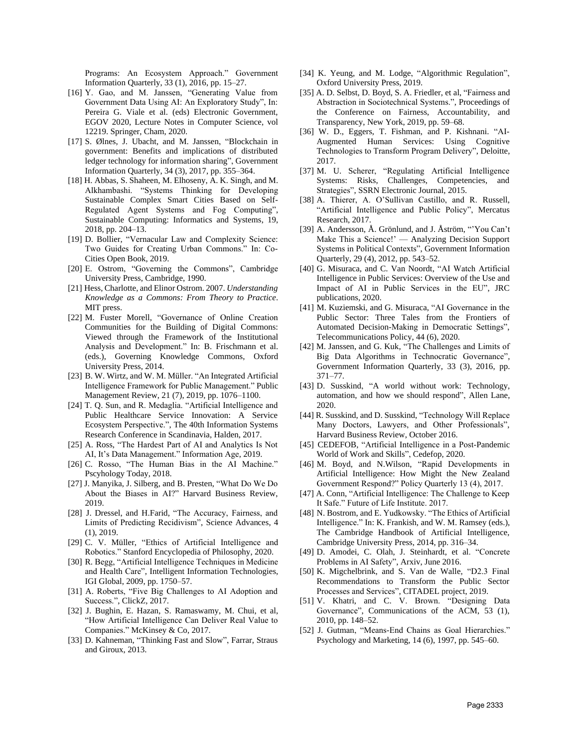Programs: An Ecosystem Approach." Government Information Quarterly, 33 (1), 2016, pp. 15–27.

[16] Y. Gao, and M. Janssen, "Generating Value from Government Data Using AI: An Exploratory Study", In: Pereira G. Viale et al. (eds) Electronic Government, EGOV 2020, Lecture Notes in Computer Science, vol 12219. Springer, Cham, 2020.

[17] S. Ølnes, J. Ubacht, and M. Janssen, "Blockchain in government: Benefits and implications of distributed ledger technology for information sharing", Government Information Quarterly, 34 (3), 2017, pp. 355–364.

[18] H. Abbas, S. Shaheen, M. Elhoseny, A. K. Singh, and M. Alkhambashi. "Systems Thinking for Developing Sustainable Complex Smart Cities Based on Self-Regulated Agent Systems and Fog Computing", Sustainable Computing: Informatics and Systems, 19, 2018, pp. 204–13.

[19] D. Bollier, "Vernacular Law and Complexity Science: Two Guides for Creating Urban Commons." In: Co-Cities Open Book, 2019.

[20] E. Ostrom, "Governing the Commons", Cambridge University Press, Cambridge, 1990.

[21] Hess, Charlotte, and Elinor Ostrom. 2007. *Understanding Knowledge as a Commons: From Theory to Practice*. MIT press.

[22] M. Fuster Morell, "Governance of Online Creation Communities for the Building of Digital Commons: Viewed through the Framework of the Institutional Analysis and Development." In: B. Frischmann et al. (eds.), Governing Knowledge Commons, Oxford University Press, 2014.

[23] B. W. Wirtz, and W. M. Müller. "An Integrated Artificial Intelligence Framework for Public Management." Public Management Review, 21 (7), 2019, pp. 1076–1100.

[24] T. Q. Sun, and R. Medaglia. "Artificial Intelligence and Public Healthcare Service Innovation: A Service Ecosystem Perspective.", The 40th Information Systems Research Conference in Scandinavia, Halden, 2017.

[25] A. Ross, "The Hardest Part of AI and Analytics Is Not AI, It's Data Management." Information Age, 2019.

[26] C. Rosso, "The Human Bias in the AI Machine." Pscyhology Today, 2018.

[27] J. Manyika, J. Silberg, and B. Presten, "What Do We Do About the Biases in AI?" Harvard Business Review, 2019.

[28] J. Dressel, and H.Farid, "The Accuracy, Fairness, and Limits of Predicting Recidivism", Science Advances, 4 (1), 2019.

[29] C. V. Müller, "Ethics of Artificial Intelligence and Robotics." Stanford Encyclopedia of Philosophy, 2020.

[30] R. Begg, "Artificial Intelligence Techniques in Medicine and Health Care", Intelligent Information Technologies, IGI Global, 2009, pp. 1750–57.

[31] A. Roberts, "Five Big Challenges to AI Adoption and Success.", ClickZ, 2017.

[32] J. Bughin, E. Hazan, S. Ramaswamy, M. Chui, et al, "How Artificial Intelligence Can Deliver Real Value to Companies." McKinsey & Co, 2017.

[33] D. Kahneman, "Thinking Fast and Slow", Farrar, Straus and Giroux, 2013.

[34] K. Yeung, and M. Lodge, "Algorithmic Regulation", Oxford University Press, 2019.

[35] A. D. Selbst, D. Boyd, S. A. Friedler, et al, "Fairness and Abstraction in Sociotechnical Systems.", Proceedings of the Conference on Fairness, Accountability, and Transparency, New York, 2019, pp. 59–68.

[36] W. D., Eggers, T. Fishman, and P. Kishnani. "AI-Augmented Human Services: Using Cognitive Technologies to Transform Program Delivery", Deloitte, 2017.

[37] M. U. Scherer, "Regulating Artificial Intelligence Systems: Risks, Challenges, Competencies, and Strategies", SSRN Electronic Journal, 2015.

[38] A. Thierer, A. O'Sullivan Castillo, and R. Russell, "Artificial Intelligence and Public Policy", Mercatus Research, 2017.

[39] A. Andersson, Å. Grönlund, and J. Åström, "'You Can't Make This a Science!' — Analyzing Decision Support Systems in Political Contexts", Government Information Quarterly, 29 (4), 2012, pp. 543–52.

[40] G. Misuraca, and C. Van Noordt, "AI Watch Artificial Intelligence in Public Services: Overview of the Use and Impact of AI in Public Services in the EU", JRC publications, 2020.

[41] M. Kuziemski, and G. Misuraca, "AI Governance in the Public Sector: Three Tales from the Frontiers of Automated Decision-Making in Democratic Settings", Telecommunications Policy, 44 (6), 2020.

[42] M. Janssen, and G. Kuk, "The Challenges and Limits of Big Data Algorithms in Technocratic Governance", Government Information Quarterly, 33 (3), 2016, pp. 371–77.

[43] D. Susskind, "A world without work: Technology, automation, and how we should respond", Allen Lane, 2020.

[44] R. Susskind, and D. Susskind, "Technology Will Replace Many Doctors, Lawyers, and Other Professionals", Harvard Business Review, October 2016.

[45] CEDEFOB, "Artificial Intelligence in a Post-Pandemic World of Work and Skills", Cedefop, 2020.

[46] M. Boyd, and N.Wilson, "Rapid Developments in Artificial Intelligence: How Might the New Zealand Government Respond?" Policy Quarterly 13 (4), 2017.

[47] A. Conn, "Artificial Intelligence: The Challenge to Keep It Safe." Future of Life Institute. 2017.

[48] N. Bostrom, and E. Yudkowsky. "The Ethics of Artificial Intelligence." In: K. Frankish, and W. M. Ramsey (eds.), The Cambridge Handbook of Artificial Intelligence, Cambridge University Press, 2014, pp. 316–34.

[49] D. Amodei, C. Olah, J. Steinhardt, et al. "Concrete Problems in AI Safety", Arxiv, June 2016.

[50] K. Migchelbrink, and S. Van de Walle, "D2.3 Final Recommendations to Transform the Public Sector Processes and Services", CITADEL project, 2019.

[51] V. Khatri, and C. V. Brown. "Designing Data Governance", Communications of the ACM, 53 (1), 2010, pp. 148–52.

[52] J. Gutman, "Means-End Chains as Goal Hierarchies." Psychology and Marketing, 14 (6), 1997, pp. 545–60.